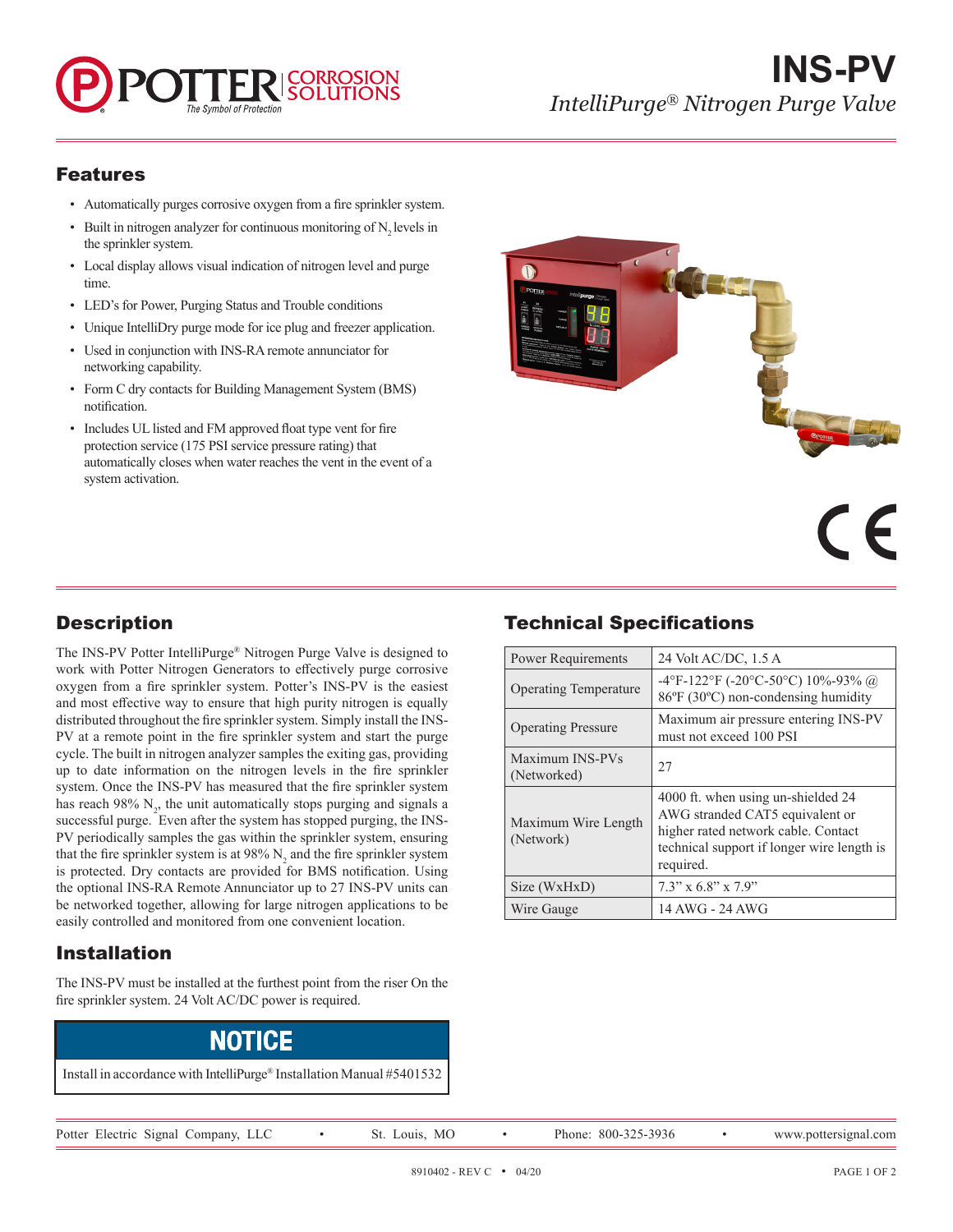# INS-PV

*IntelliPurge® Nitrogen Purge Valve*

## Features

- Automatically purges corrosive oxygen from a fire sprinkler system.
- Built in nitrogen analyzer for continuous monitoring of $N_2$ levels in the sprinkler system.
- Local display allows visual indication of nitrogen level and purge time.
- LED's for Power, Purging Status and Trouble conditions
- Unique IntelliDry purge mode for ice plug and freezer application.
- Used in conjunction with INS-RA remote annunciator for networking capability.
- Form C dry contacts for Building Management System (BMS) notification.
- Includes UL listed and FM approved float type vent for fire protection service (175 PSI service pressure rating) that automatically closes when water reaches the vent in the event of a system activation.

## Description

The INS-PV Potter IntelliPurge® Nitrogen Purge Valve is designed to work with Potter Nitrogen Generators to effectively purge corrosive oxygen from a fire sprinkler system. Potter's INS-PV is the easiest and most effective way to ensure that high purity nitrogen is equally distributed throughout the fire sprinkler system. Simply install the INS-PV at a remote point in the fire sprinkler system and start the purge cycle. The built in nitrogen analyzer samples the exiting gas, providing up to date information on the nitrogen levels in the fire sprinkler system. Once the INS-PV has measured that the fire sprinkler system has reach 98% $N_2$, the unit automatically stops purging and signals a successful purge. Even after the system has stopped purging, the INS-PV periodically samples the gas within the sprinkler system, ensuring that the fire sprinkler system is at 98% $N_2$ and the fire sprinkler system is protected. Dry contacts are provided for BMS notification. Using the optional INS-RA Remote Annunciator up to 27 INS-PV units can be networked together, allowing for large nitrogen applications to be easily controlled and monitored from one convenient location.

## Installation

The INS-PV must be installed at the furthest point from the riser On the fire sprinkler system. 24 Volt AC/DC power is required.

**NOTICE**

Install in accordance with IntelliPurge® Installation Manual #5401532

## Technical Specifications

| Specification | Value |
|---|---|
| Power Requirements | 24 Volt AC/DC, 1.5 A |
| Operating Temperature | -4°F-122°F (-20°C-50°C) 10%-93% @ 86ºF (30ºC) non-condensing humidity |
| Operating Pressure | Maximum air pressure entering INS-PV must not exceed 100 PSI |
| Maximum INS-PVs (Networked) | 27 |
| Maximum Wire Length (Network) | 4000 ft. when using un-shielded 24 AWG stranded CAT5 equivalent or higher rated network cable. Contact technical support if longer wire length is required. |
| Size (WxHxD) | 7.3" x 6.8" x 7.9" |
| Wire Gauge | 14 AWG - 24 AWG |

Potter Electric Signal Company, LLC • St. Louis, MO • Phone: 800-325-3936 • www.pottersignal.com

8910402 - REV C • 04/20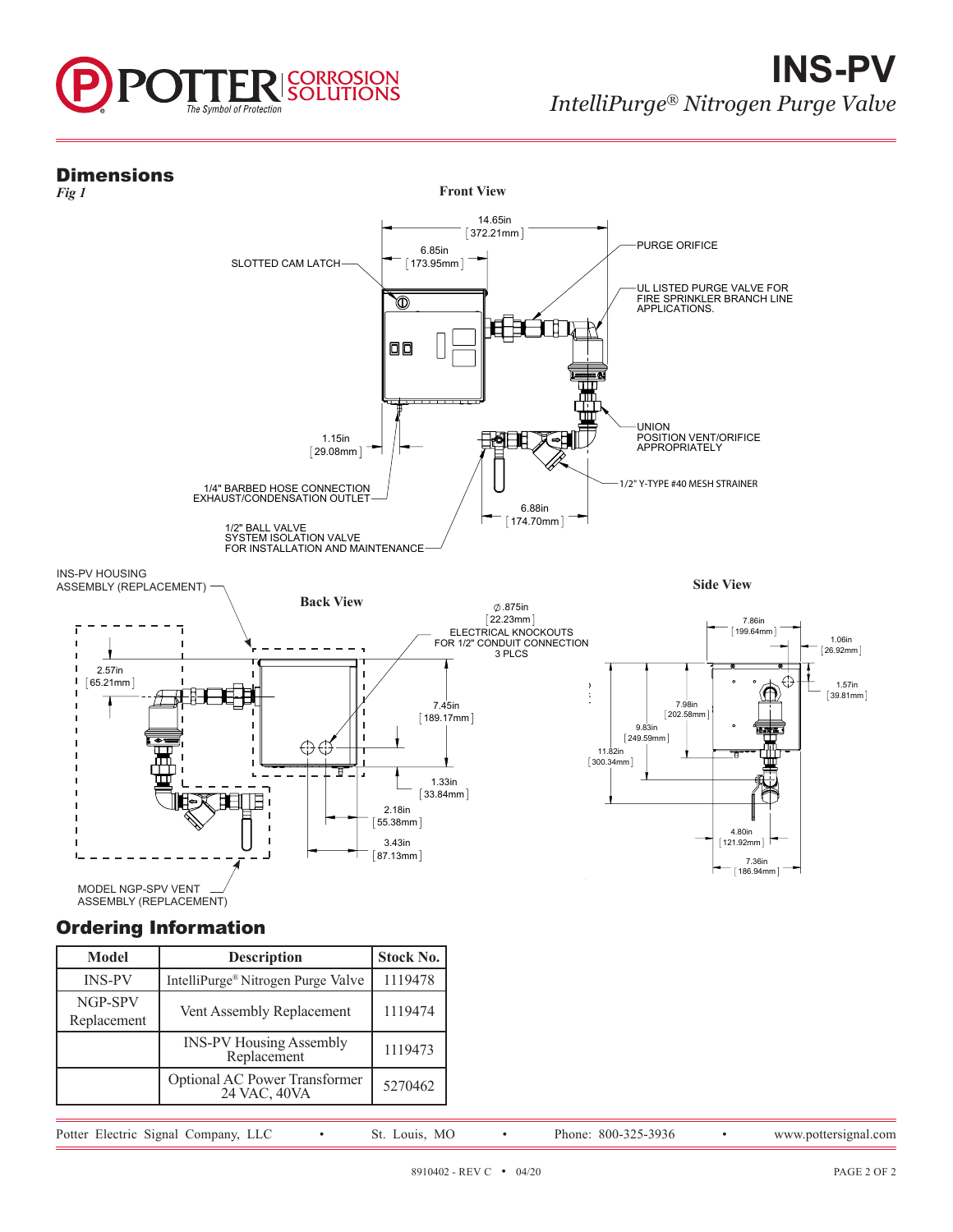# INS-PV

*IntelliPurge® Nitrogen Purge Valve*

## Dimensions

*Fig 1*

**Front View**

14.65in
[372.21mm]

6.85in
[173.95mm]

SLOTTED CAM LATCH

PURGE ORIFICE

UL LISTED PURGE VALVE FOR FIRE SPRINKLER BRANCH LINE APPLICATIONS.

UNION
POSITION VENT/ORIFICE APPROPRIATELY

1.15in
[29.08mm]

1/2" Y-TYPE #40 MESH STRAINER

1/4" BARBED HOSE CONNECTION
EXHAUST/CONDENSATION OUTLET

6.88in
[174.70mm]

1/2" BALL VALVE
SYSTEM ISOLATION VALVE
FOR INSTALLATION AND MAINTENANCE

INS-PV HOUSING ASSEMBLY (REPLACEMENT)

**Back View**

Ø.875in
[22.23mm]
ELECTRICAL KNOCKOUTS
FOR 1/2" CONDUIT CONNECTION
3 PLCS

2.57in
[65.21mm]

7.45in
[189.17mm]

1.33in
[33.84mm]

2.18in
[55.38mm]

3.43in
[87.13mm]

MODEL NGP-SPV VENT ASSEMBLY (REPLACEMENT)

**Side View**

7.86in
[199.64mm]

1.06in
[26.92mm]

1.57in
[39.81mm]

7.98in
[202.58mm]

9.83in
[249.59mm]

11.82in
[300.34mm]

4.80in
[121.92mm]

7.36in
[186.94mm]

## Ordering Information

| Model | Description | Stock No. |
|---|---|---|
| INS-PV | IntelliPurge® Nitrogen Purge Valve | 1119478 |
| NGP-SPV Replacement | Vent Assembly Replacement | 1119474 |
| | INS-PV Housing Assembly Replacement | 1119473 |
| | Optional AC Power Transformer 24 VAC, 40VA | 5270462 |

Potter Electric Signal Company, LLC • St. Louis, MO • Phone: 800-325-3936 • www.pottersignal.com

8910402 - REV C • 04/20